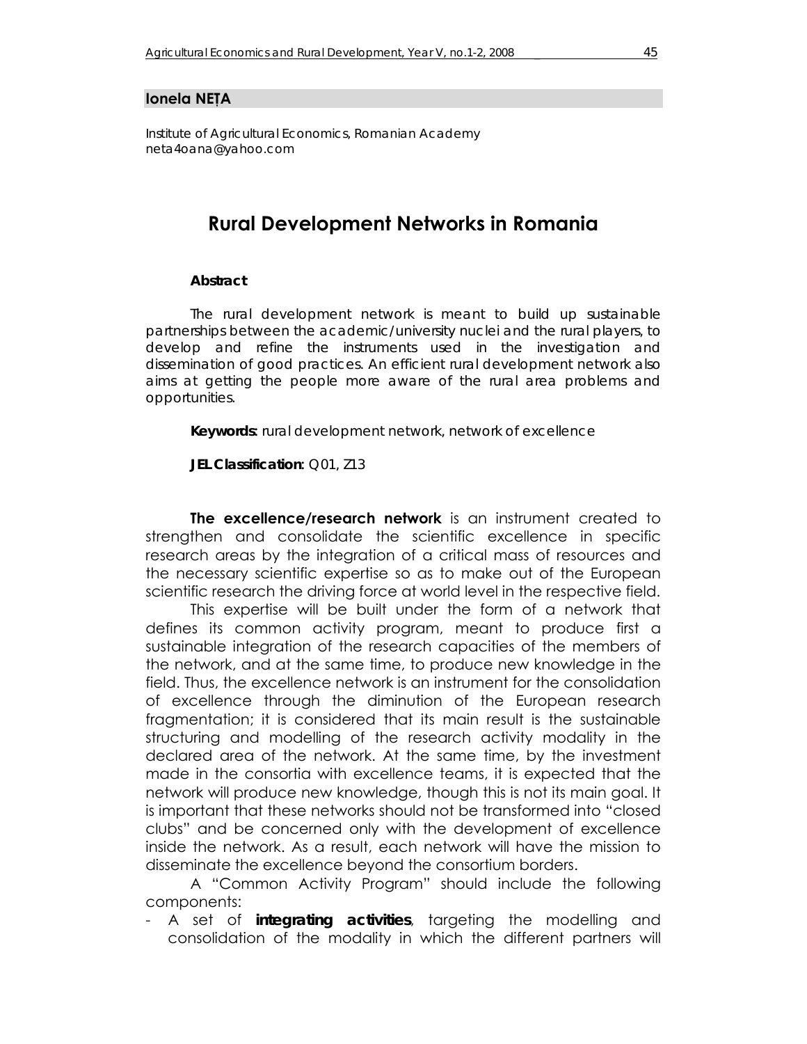**Ionela NEȚA**

Institute of Agricultural Economics, Romanian Academy
neta4oana@yahoo.com

# Rural Development Networks in Romania

**Abstract**

The rural development network is meant to build up sustainable partnerships between the academic/university nuclei and the rural players, to develop and refine the instruments used in the investigation and dissemination of good practices. An efficient rural development network also aims at getting the people more aware of the rural area problems and opportunities.

**Keywords:** rural development network, network of excellence

**JEL Classification:** Q01, Z13

**The excellence/research network** is an instrument created to strengthen and consolidate the scientific excellence in specific research areas by the integration of a critical mass of resources and the necessary scientific expertise so as to make out of the European scientific research the driving force at world level in the respective field.

This expertise will be built under the form of a network that defines its common activity program, meant to produce first a sustainable integration of the research capacities of the members of the network, and at the same time, to produce new knowledge in the field. Thus, the excellence network is an instrument for the consolidation of excellence through the diminution of the European research fragmentation; it is considered that its main result is the sustainable structuring and modelling of the research activity modality in the declared area of the network. At the same time, by the investment made in the consortia with excellence teams, it is expected that the network will produce new knowledge, though this is not its main goal. It is important that these networks should not be transformed into "closed clubs" and be concerned only with the development of excellence inside the network. As a result, each network will have the mission to disseminate the excellence beyond the consortium borders.

A "Common Activity Program" should include the following components:

- A set of **integrating activities**, targeting the modelling and consolidation of the modality in which the different partners will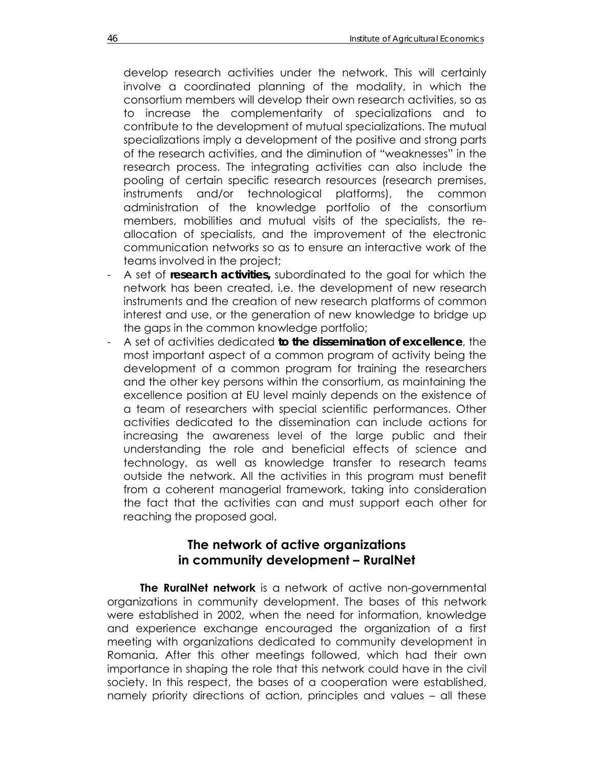develop research activities under the network. This will certainly involve a coordinated planning of the modality, in which the consortium members will develop their own research activities, so as to increase the complementarity of specializations and to contribute to the development of mutual specializations. The mutual specializations imply a development of the positive and strong parts of the research activities, and the diminution of "weaknesses" in the research process. The integrating activities can also include the pooling of certain specific research resources (research premises, instruments and/or technological platforms), the common administration of the knowledge portfolio of the consortium members, mobilities and mutual visits of the specialists, the re-allocation of specialists, and the improvement of the electronic communication networks so as to ensure an interactive work of the teams involved in the project;

- A set of **research activities,** subordinated to the goal for which the network has been created, i.e. the development of new research instruments and the creation of new research platforms of common interest and use, or the generation of new knowledge to bridge up the gaps in the common knowledge portfolio;
- A set of activities dedicated **to the dissemination of excellence**, the most important aspect of a common program of activity being the development of a common program for training the researchers and the other key persons within the consortium, as maintaining the excellence position at EU level mainly depends on the existence of a team of researchers with special scientific performances. Other activities dedicated to the dissemination can include actions for increasing the awareness level of the large public and their understanding the role and beneficial effects of science and technology, as well as knowledge transfer to research teams outside the network. All the activities in this program must benefit from a coherent managerial framework, taking into consideration the fact that the activities can and must support each other for reaching the proposed goal.

## The network of active organizations in community development – RuralNet

**The RuralNet network** is a network of active non-governmental organizations in community development. The bases of this network were established in 2002, when the need for information, knowledge and experience exchange encouraged the organization of a first meeting with organizations dedicated to community development in Romania. After this other meetings followed, which had their own importance in shaping the role that this network could have in the civil society. In this respect, the bases of a cooperation were established, namely priority directions of action, principles and values – all these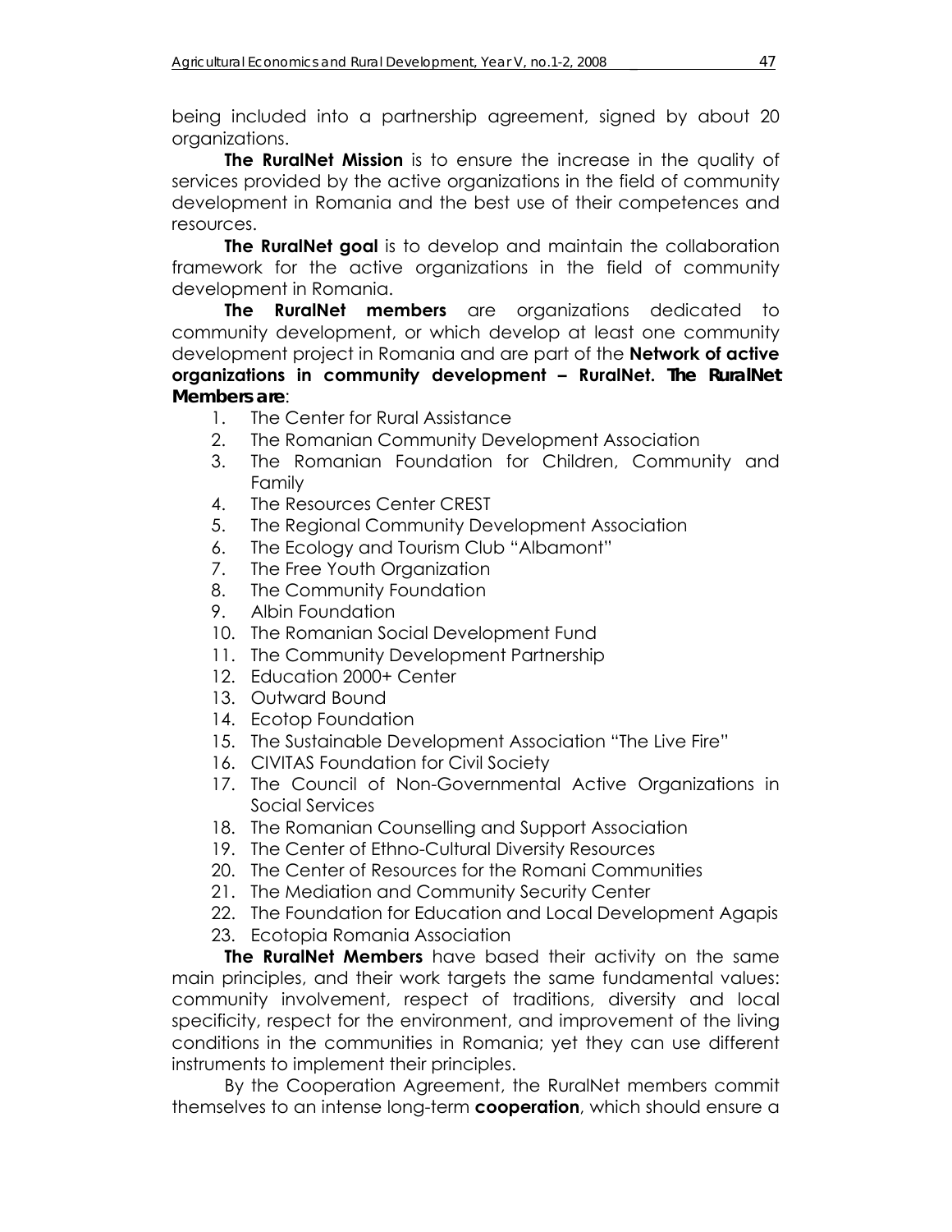being included into a partnership agreement, signed by about 20 organizations.

**The RuralNet Mission** is to ensure the increase in the quality of services provided by the active organizations in the field of community development in Romania and the best use of their competences and resources.

**The RuralNet goal** is to develop and maintain the collaboration framework for the active organizations in the field of community development in Romania.

**The RuralNet members** are organizations dedicated to community development, or which develop at least one community development project in Romania and are part of the **Network of active organizations in community development – RuralNet. The RuralNet Members are**:

1. The Center for Rural Assistance
2. The Romanian Community Development Association
3. The Romanian Foundation for Children, Community and Family
4. The Resources Center CREST
5. The Regional Community Development Association
6. The Ecology and Tourism Club "Albamont"
7. The Free Youth Organization
8. The Community Foundation
9. Albin Foundation
10. The Romanian Social Development Fund
11. The Community Development Partnership
12. Education 2000+ Center
13. Outward Bound
14. Ecotop Foundation
15. The Sustainable Development Association "The Live Fire"
16. CIVITAS Foundation for Civil Society
17. The Council of Non-Governmental Active Organizations in Social Services
18. The Romanian Counselling and Support Association
19. The Center of Ethno-Cultural Diversity Resources
20. The Center of Resources for the Romani Communities
21. The Mediation and Community Security Center
22. The Foundation for Education and Local Development Agapis
23. Ecotopia Romania Association

**The RuralNet Members** have based their activity on the same main principles, and their work targets the same fundamental values: community involvement, respect of traditions, diversity and local specificity, respect for the environment, and improvement of the living conditions in the communities in Romania; yet they can use different instruments to implement their principles.

By the Cooperation Agreement, the RuralNet members commit themselves to an intense long-term **cooperation**, which should ensure a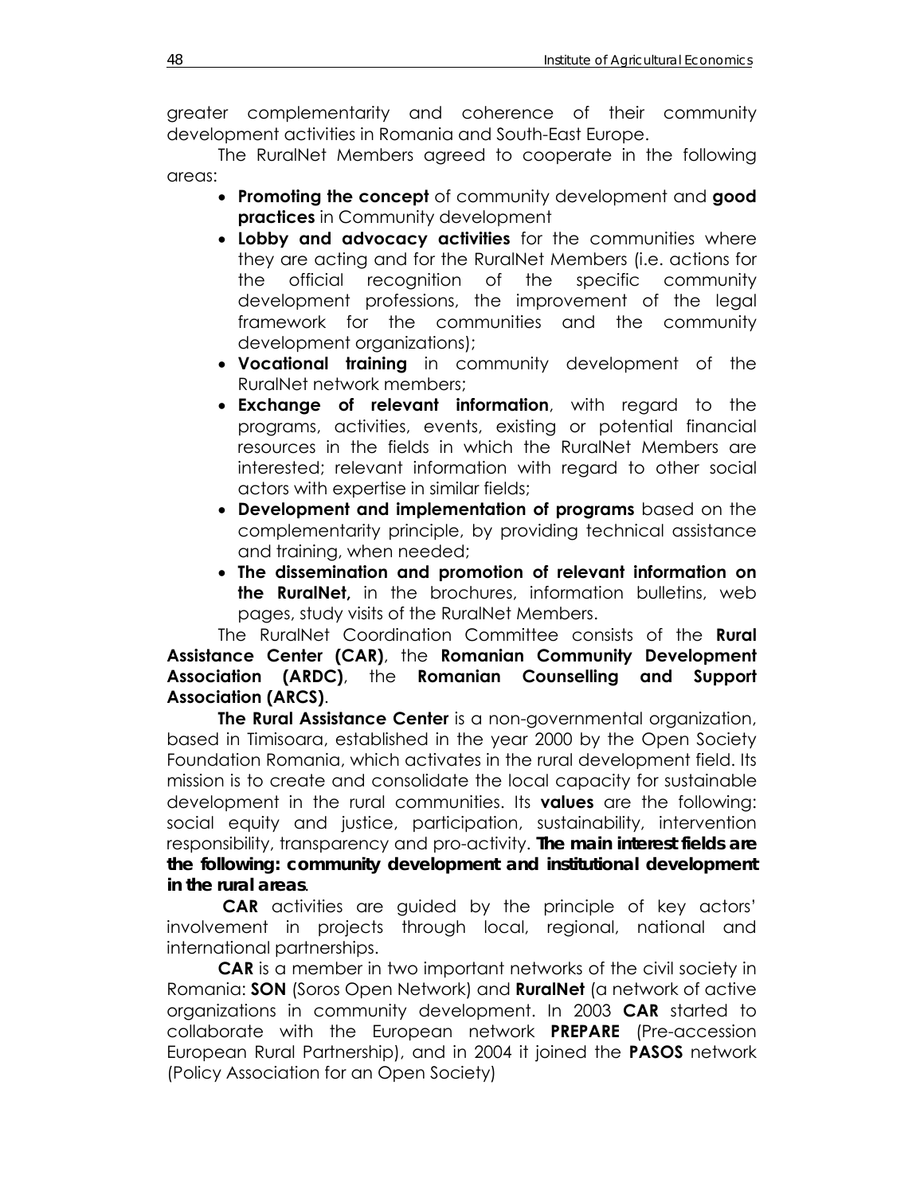greater complementarity and coherence of their community development activities in Romania and South-East Europe.

The RuralNet Members agreed to cooperate in the following areas:

- **Promoting the concept** of community development and **good practices** in Community development
- **Lobby and advocacy activities** for the communities where they are acting and for the RuralNet Members (i.e. actions for the official recognition of the specific community development professions, the improvement of the legal framework for the communities and the community development organizations);
- **Vocational training** in community development of the RuralNet network members;
- **Exchange of relevant information**, with regard to the programs, activities, events, existing or potential financial resources in the fields in which the RuralNet Members are interested; relevant information with regard to other social actors with expertise in similar fields;
- **Development and implementation of programs** based on the complementarity principle, by providing technical assistance and training, when needed;
- **The dissemination and promotion of relevant information on the RuralNet,** in the brochures, information bulletins, web pages, study visits of the RuralNet Members.

The RuralNet Coordination Committee consists of the **Rural Assistance Center (CAR)**, the **Romanian Community Development Association (ARDC)**, the **Romanian Counselling and Support Association (ARCS)**.

**The Rural Assistance Center** is a non-governmental organization, based in Timisoara, established in the year 2000 by the Open Society Foundation Romania, which activates in the rural development field. Its mission is to create and consolidate the local capacity for sustainable development in the rural communities. Its **values** are the following: social equity and justice, participation, sustainability, intervention responsibility, transparency and pro-activity. ***The main interest fields are the following: community development and institutional development in the rural areas***.

**CAR** activities are guided by the principle of key actors' involvement in projects through local, regional, national and international partnerships.

**CAR** is a member in two important networks of the civil society in Romania: **SON** (Soros Open Network) and **RuralNet** (a network of active organizations in community development. In 2003 **CAR** started to collaborate with the European network **PREPARE** (Pre-accession European Rural Partnership), and in 2004 it joined the **PASOS** network (Policy Association for an Open Society)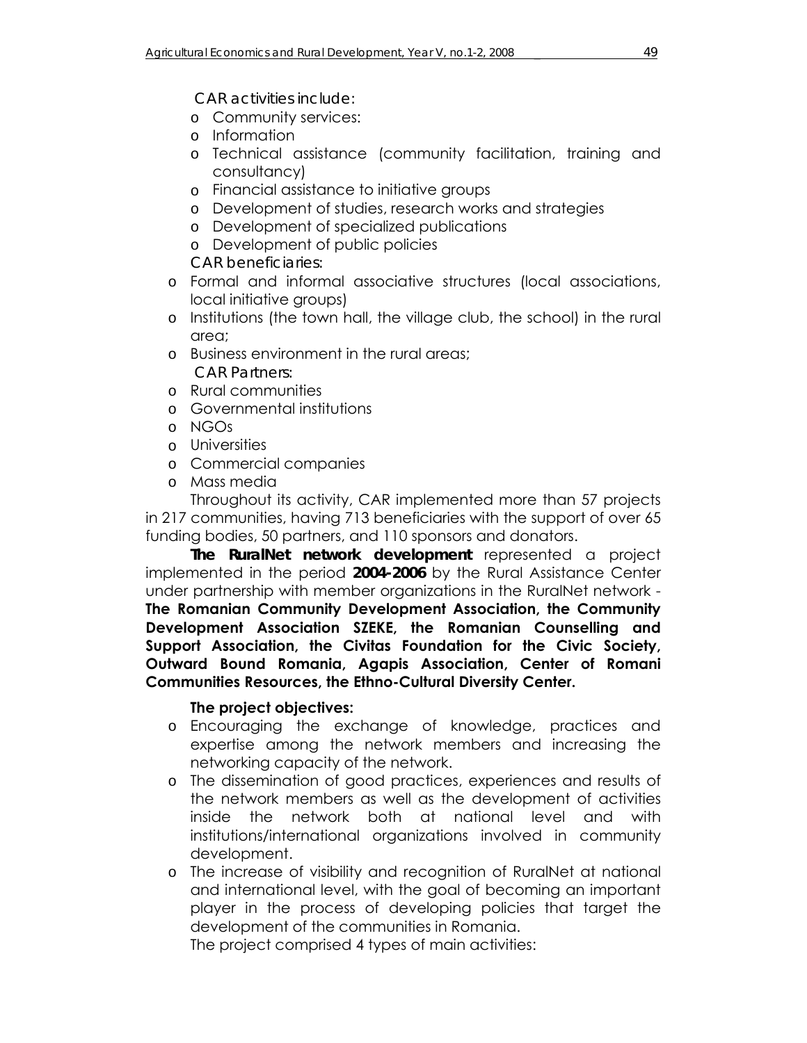CAR activities include:

- Community services:
- Information
- Technical assistance (community facilitation, training and consultancy)
- Financial assistance to initiative groups
- Development of studies, research works and strategies
- Development of specialized publications
- Development of public policies

CAR beneficiaries:

- Formal and informal associative structures (local associations, local initiative groups)
- Institutions (the town hall, the village club, the school) in the rural area;
- Business environment in the rural areas;

CAR Partners:

- Rural communities
- Governmental institutions
- NGOs
- Universities
- Commercial companies
- Mass media

Throughout its activity, CAR implemented more than 57 projects in 217 communities, having 713 beneficiaries with the support of over 65 funding bodies, 50 partners, and 110 sponsors and donators.

**The RuralNet network development** represented a project implemented in the period **2004-2006** by the Rural Assistance Center under partnership with member organizations in the RuralNet network - **The Romanian Community Development Association, the Community Development Association SZEKE, the Romanian Counselling and Support Association, the Civitas Foundation for the Civic Society, Outward Bound Romania, Agapis Association, Center of Romani Communities Resources, the Ethno-Cultural Diversity Center.**

**The project objectives:**

- Encouraging the exchange of knowledge, practices and expertise among the network members and increasing the networking capacity of the network.
- The dissemination of good practices, experiences and results of the network members as well as the development of activities inside the network both at national level and with institutions/international organizations involved in community development.
- The increase of visibility and recognition of RuralNet at national and international level, with the goal of becoming an important player in the process of developing policies that target the development of the communities in Romania.

The project comprised 4 types of main activities: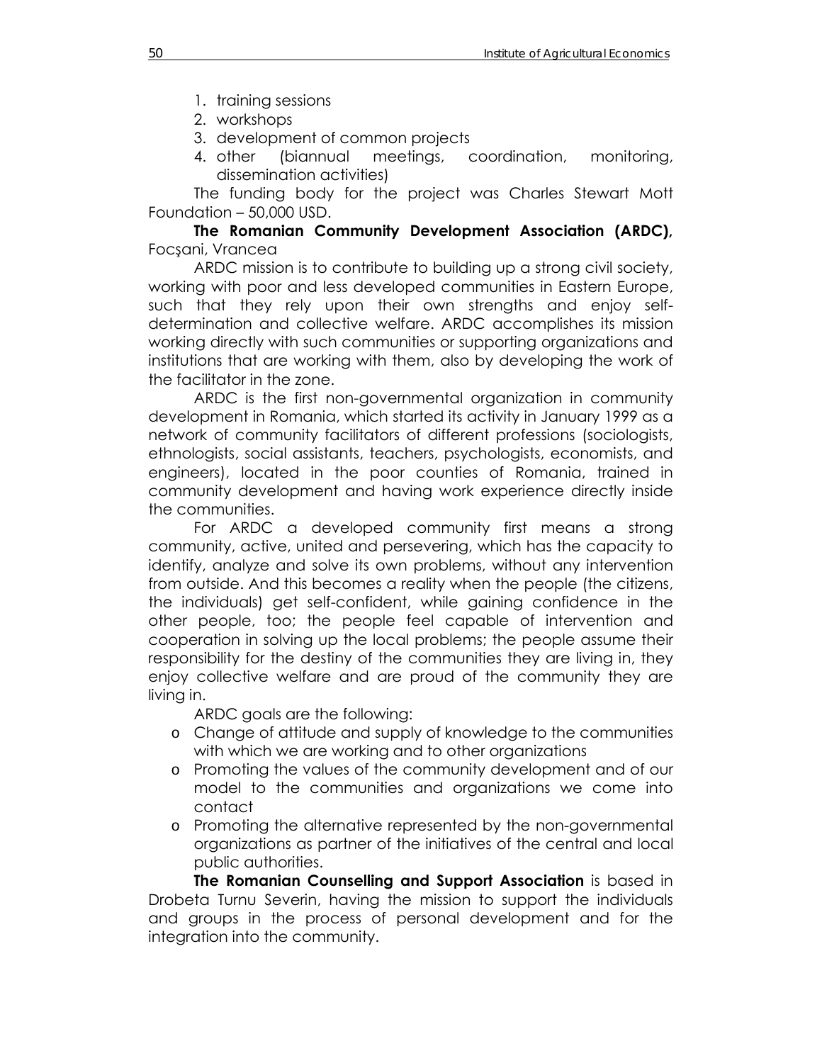1. training sessions
2. workshops
3. development of common projects
4. other (biannual meetings, coordination, monitoring, dissemination activities)

The funding body for the project was Charles Stewart Mott Foundation – 50,000 USD.

**The Romanian Community Development Association (ARDC),** Focşani, Vrancea

ARDC mission is to contribute to building up a strong civil society, working with poor and less developed communities in Eastern Europe, such that they rely upon their own strengths and enjoy self-determination and collective welfare. ARDC accomplishes its mission working directly with such communities or supporting organizations and institutions that are working with them, also by developing the work of the facilitator in the zone.

ARDC is the first non-governmental organization in community development in Romania, which started its activity in January 1999 as a network of community facilitators of different professions (sociologists, ethnologists, social assistants, teachers, psychologists, economists, and engineers), located in the poor counties of Romania, trained in community development and having work experience directly inside the communities.

For ARDC a developed community first means a strong community, active, united and persevering, which has the capacity to identify, analyze and solve its own problems, without any intervention from outside. And this becomes a reality when the people (the citizens, the individuals) get self-confident, while gaining confidence in the other people, too; the people feel capable of intervention and cooperation in solving up the local problems; the people assume their responsibility for the destiny of the communities they are living in, they enjoy collective welfare and are proud of the community they are living in.

ARDC goals are the following:

- Change of attitude and supply of knowledge to the communities with which we are working and to other organizations
- Promoting the values of the community development and of our model to the communities and organizations we come into contact
- Promoting the alternative represented by the non-governmental organizations as partner of the initiatives of the central and local public authorities.

**The Romanian Counselling and Support Association** is based in Drobeta Turnu Severin, having the mission to support the individuals and groups in the process of personal development and for the integration into the community.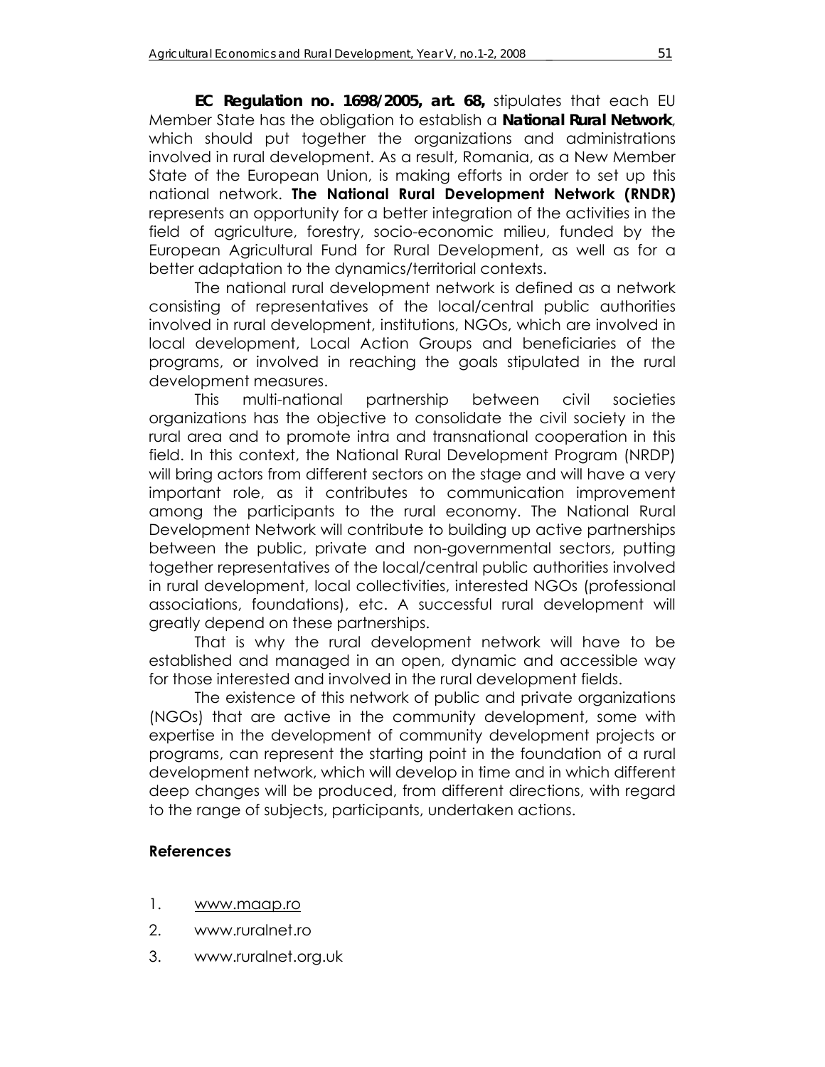**EC Regulation no. 1698/2005, art. 68,** stipulates that each EU Member State has the obligation to establish a **National Rural Network**, which should put together the organizations and administrations involved in rural development. As a result, Romania, as a New Member State of the European Union, is making efforts in order to set up this national network. **The National Rural Development Network (RNDR)** represents an opportunity for a better integration of the activities in the field of agriculture, forestry, socio-economic milieu, funded by the European Agricultural Fund for Rural Development, as well as for a better adaptation to the dynamics/territorial contexts.

The national rural development network is defined as a network consisting of representatives of the local/central public authorities involved in rural development, institutions, NGOs, which are involved in local development, Local Action Groups and beneficiaries of the programs, or involved in reaching the goals stipulated in the rural development measures.

This multi-national partnership between civil societies organizations has the objective to consolidate the civil society in the rural area and to promote intra and transnational cooperation in this field. In this context, the National Rural Development Program (NRDP) will bring actors from different sectors on the stage and will have a very important role, as it contributes to communication improvement among the participants to the rural economy. The National Rural Development Network will contribute to building up active partnerships between the public, private and non-governmental sectors, putting together representatives of the local/central public authorities involved in rural development, local collectivities, interested NGOs (professional associations, foundations), etc. A successful rural development will greatly depend on these partnerships.

That is why the rural development network will have to be established and managed in an open, dynamic and accessible way for those interested and involved in the rural development fields.

The existence of this network of public and private organizations (NGOs) that are active in the community development, some with expertise in the development of community development projects or programs, can represent the starting point in the foundation of a rural development network, which will develop in time and in which different deep changes will be produced, from different directions, with regard to the range of subjects, participants, undertaken actions.

## References

1. www.maap.ro
2. www.ruralnet.ro
3. www.ruralnet.org.uk